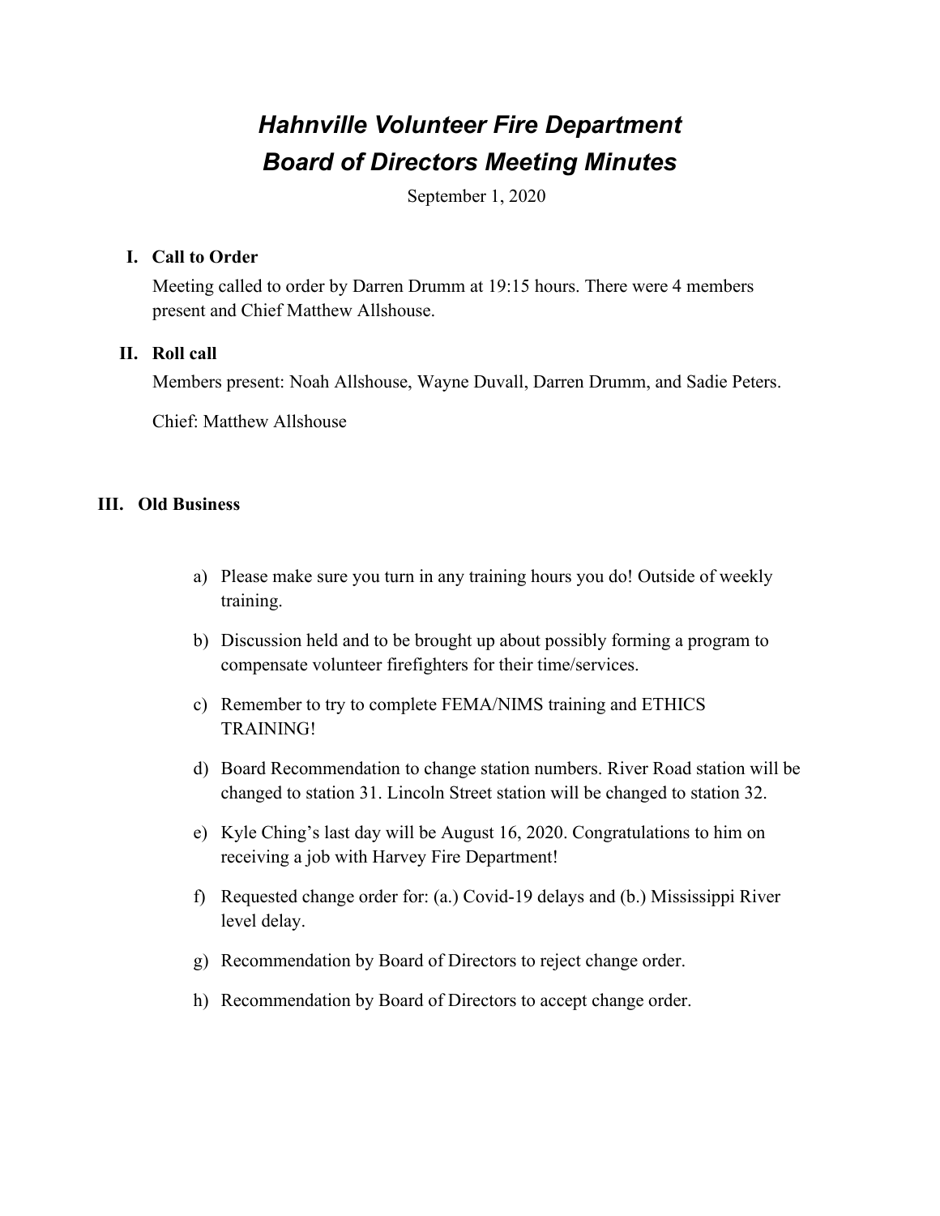# *Hahnville Volunteer Fire Department*
# *Board of Directors Meeting Minutes*

September 1, 2020

## I. Call to Order

Meeting called to order by Darren Drumm at 19:15 hours. There were 4 members present and Chief Matthew Allshouse.

## II. Roll call

Members present: Noah Allshouse, Wayne Duvall, Darren Drumm, and Sadie Peters.

Chief: Matthew Allshouse

## III. Old Business

a) Please make sure you turn in any training hours you do! Outside of weekly training.

b) Discussion held and to be brought up about possibly forming a program to compensate volunteer firefighters for their time/services.

c) Remember to try to complete FEMA/NIMS training and ETHICS TRAINING!

d) Board Recommendation to change station numbers. River Road station will be changed to station 31. Lincoln Street station will be changed to station 32.

e) Kyle Ching's last day will be August 16, 2020. Congratulations to him on receiving a job with Harvey Fire Department!

f) Requested change order for: (a.) Covid-19 delays and (b.) Mississippi River level delay.

g) Recommendation by Board of Directors to reject change order.

h) Recommendation by Board of Directors to accept change order.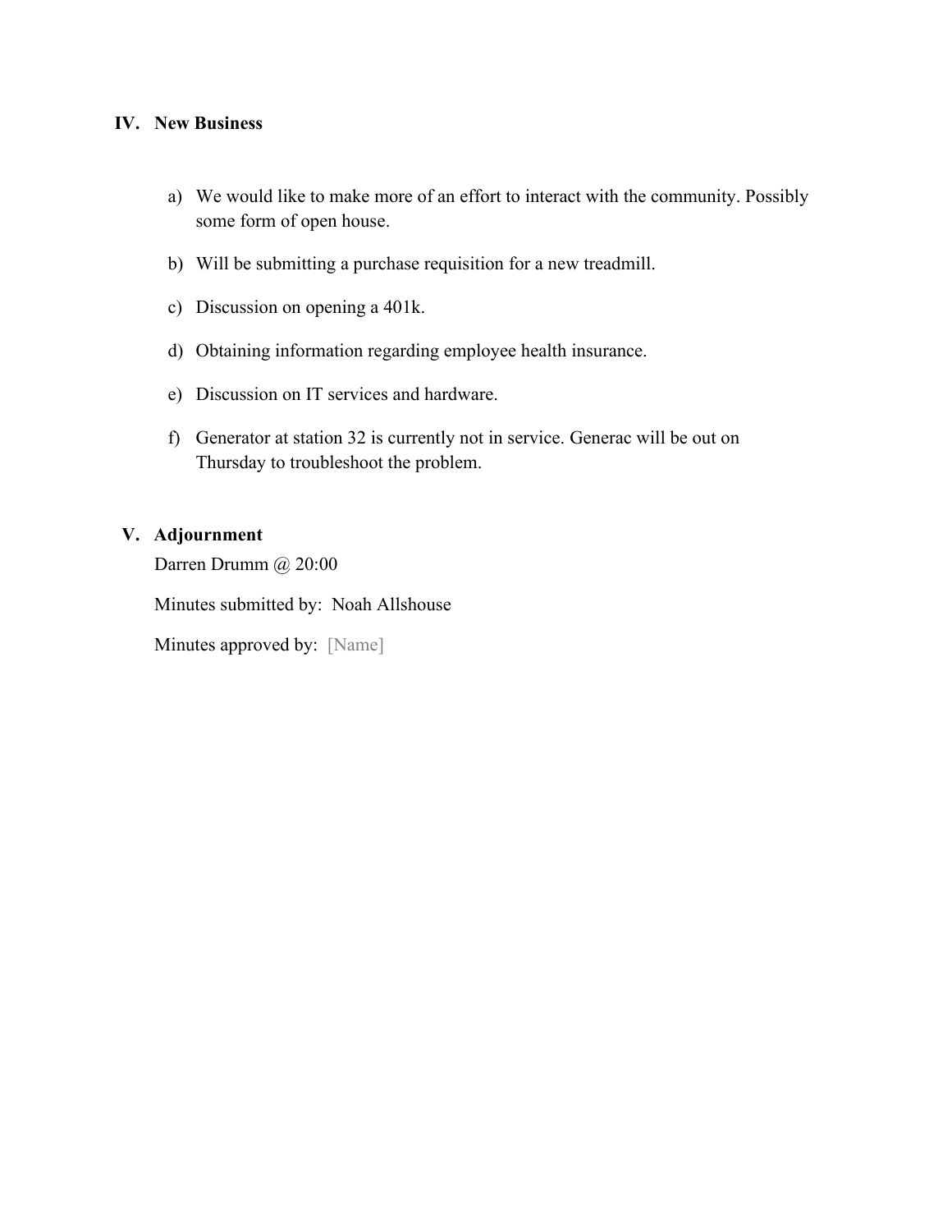## IV. New Business

a) We would like to make more of an effort to interact with the community. Possibly some form of open house.

b) Will be submitting a purchase requisition for a new treadmill.

c) Discussion on opening a 401k.

d) Obtaining information regarding employee health insurance.

e) Discussion on IT services and hardware.

f) Generator at station 32 is currently not in service. Generac will be out on Thursday to troubleshoot the problem.

## V. Adjournment

Darren Drumm @ 20:00

Minutes submitted by: Noah Allshouse

Minutes approved by: [Name]